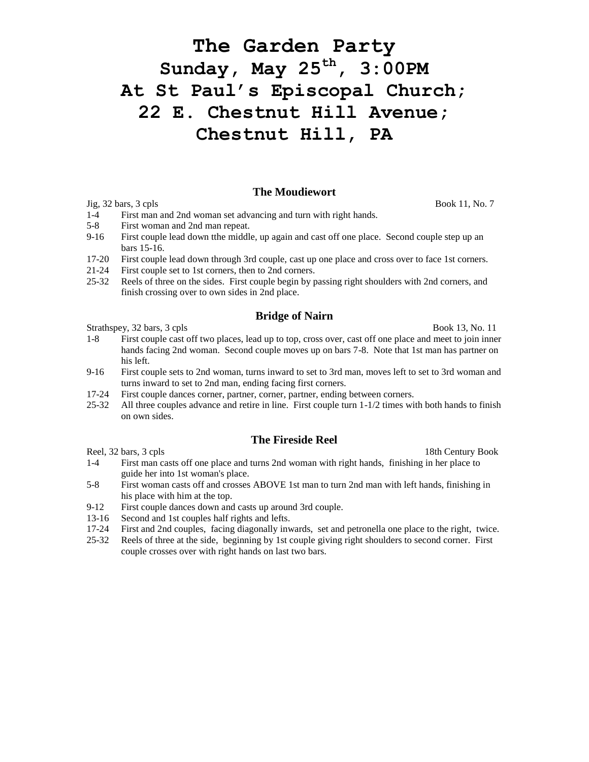# The Garden Party
# Sunday, May 25th, 3:00PM
# At St Paul's Episcopal Church;
# 22 E. Chestnut Hill Avenue;
# Chestnut Hill, PA

### The Moudiewort

Jig, 32 bars, 3 cpls — Book 11, No. 7

- 1-4 First man and 2nd woman set advancing and turn with right hands.
- 5-8 First woman and 2nd man repeat.
- 9-16 First couple lead down tthe middle, up again and cast off one place. Second couple step up an bars 15-16.
- 17-20 First couple lead down through 3rd couple, cast up one place and cross over to face 1st corners.
- 21-24 First couple set to 1st corners, then to 2nd corners.
- 25-32 Reels of three on the sides. First couple begin by passing right shoulders with 2nd corners, and finish crossing over to own sides in 2nd place.

### Bridge of Nairn

Strathspey, 32 bars, 3 cpls — Book 13, No. 11

- 1-8 First couple cast off two places, lead up to top, cross over, cast off one place and meet to join inner hands facing 2nd woman. Second couple moves up on bars 7-8. Note that 1st man has partner on his left.
- 9-16 First couple sets to 2nd woman, turns inward to set to 3rd man, moves left to set to 3rd woman and turns inward to set to 2nd man, ending facing first corners.
- 17-24 First couple dances corner, partner, corner, partner, ending between corners.
- 25-32 All three couples advance and retire in line. First couple turn 1-1/2 times with both hands to finish on own sides.

### The Fireside Reel

Reel, 32 bars, 3 cpls — 18th Century Book

- 1-4 First man casts off one place and turns 2nd woman with right hands, finishing in her place to guide her into 1st woman's place.
- 5-8 First woman casts off and crosses ABOVE 1st man to turn 2nd man with left hands, finishing in his place with him at the top.
- 9-12 First couple dances down and casts up around 3rd couple.
- 13-16 Second and 1st couples half rights and lefts.
- 17-24 First and 2nd couples, facing diagonally inwards, set and petronella one place to the right, twice.
- 25-32 Reels of three at the side, beginning by 1st couple giving right shoulders to second corner. First couple crosses over with right hands on last two bars.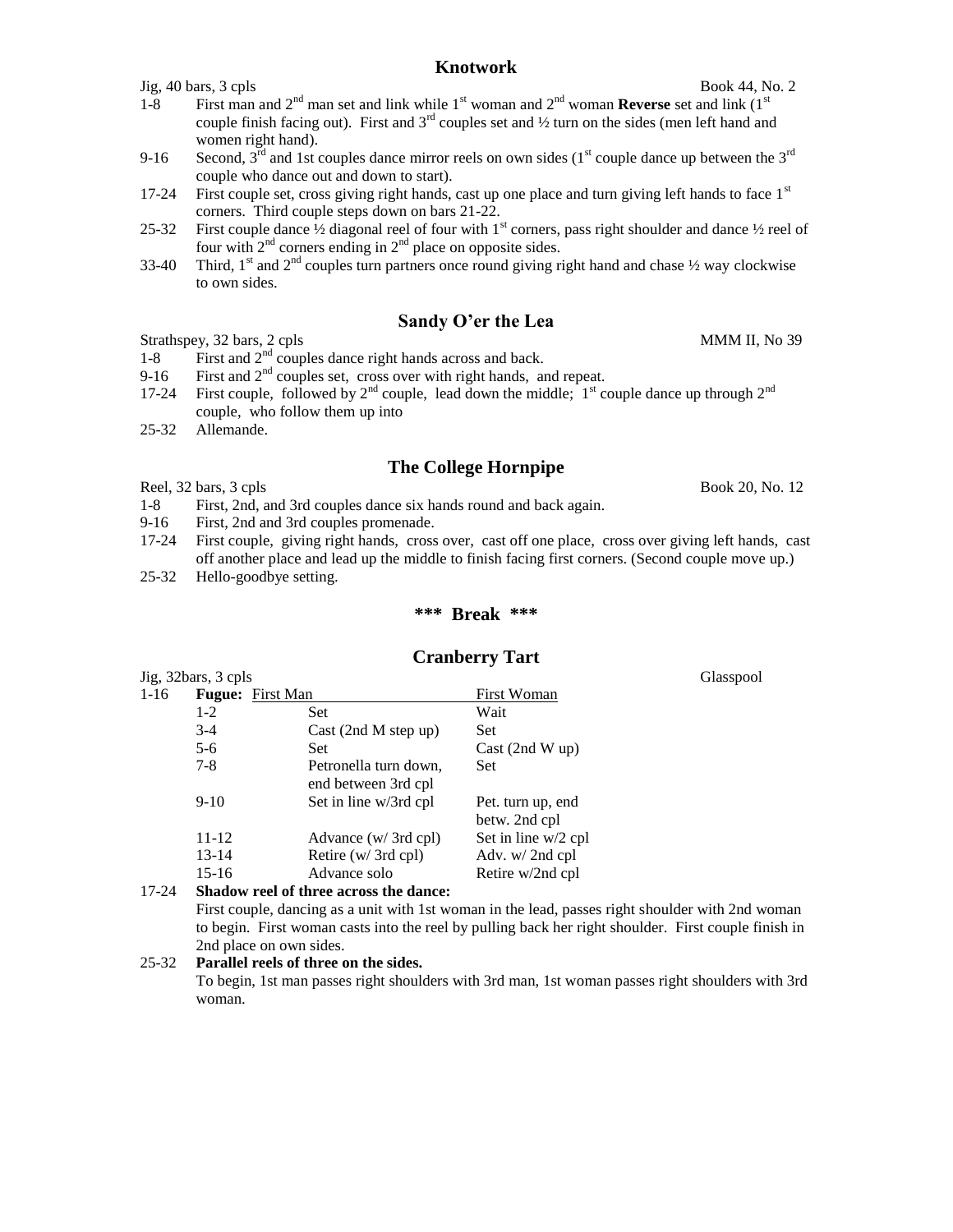## Knotwork

Jig, 40 bars, 3 cpls — Book 44, No. 2

- 1-8 First man and 2nd man set and link while 1st woman and 2nd woman **Reverse** set and link (1st couple finish facing out). First and 3rd couples set and ½ turn on the sides (men left hand and women right hand).
- 9-16 Second, 3rd and 1st couples dance mirror reels on own sides (1st couple dance up between the 3rd couple who dance out and down to start).
- 17-24 First couple set, cross giving right hands, cast up one place and turn giving left hands to face 1st corners. Third couple steps down on bars 21-22.
- 25-32 First couple dance ½ diagonal reel of four with 1st corners, pass right shoulder and dance ½ reel of four with 2nd corners ending in 2nd place on opposite sides.
- 33-40 Third, 1st and 2nd couples turn partners once round giving right hand and chase ½ way clockwise to own sides.

## Sandy O'er the Lea

Strathspey, 32 bars, 2 cpls — MMM II, No 39

- 1-8 First and 2nd couples dance right hands across and back.
- 9-16 First and 2nd couples set, cross over with right hands, and repeat.
- 17-24 First couple, followed by 2nd couple, lead down the middle; 1st couple dance up through 2nd couple, who follow them up into
- 25-32 Allemande.

## The College Hornpipe

Reel, 32 bars, 3 cpls — Book 20, No. 12

- 1-8 First, 2nd, and 3rd couples dance six hands round and back again.
- 9-16 First, 2nd and 3rd couples promenade.
- 17-24 First couple, giving right hands, cross over, cast off one place, cross over giving left hands, cast off another place and lead up the middle to finish facing first corners. (Second couple move up.)
- 25-32 Hello-goodbye setting.

**\*\*\* Break \*\*\***

## Cranberry Tart

Jig, 32bars, 3 cpls — Glasspool

1-16 **Fugue:**

| Bars | First Man | First Woman |
|---|---|---|
| 1-2 | Set | Wait |
| 3-4 | Cast (2nd M step up) | Set |
| 5-6 | Set | Cast (2nd W up) |
| 7-8 | Petronella turn down, end between 3rd cpl | Set |
| 9-10 | Set in line w/3rd cpl | Pet. turn up, end betw. 2nd cpl |
| 11-12 | Advance (w/ 3rd cpl) | Set in line w/2 cpl |
| 13-14 | Retire (w/ 3rd cpl) | Adv. w/ 2nd cpl |
| 15-16 | Advance solo | Retire w/2nd cpl |

17-24 **Shadow reel of three across the dance:**
First couple, dancing as a unit with 1st woman in the lead, passes right shoulder with 2nd woman to begin. First woman casts into the reel by pulling back her right shoulder. First couple finish in 2nd place on own sides.

25-32 **Parallel reels of three on the sides.**
To begin, 1st man passes right shoulders with 3rd man, 1st woman passes right shoulders with 3rd woman.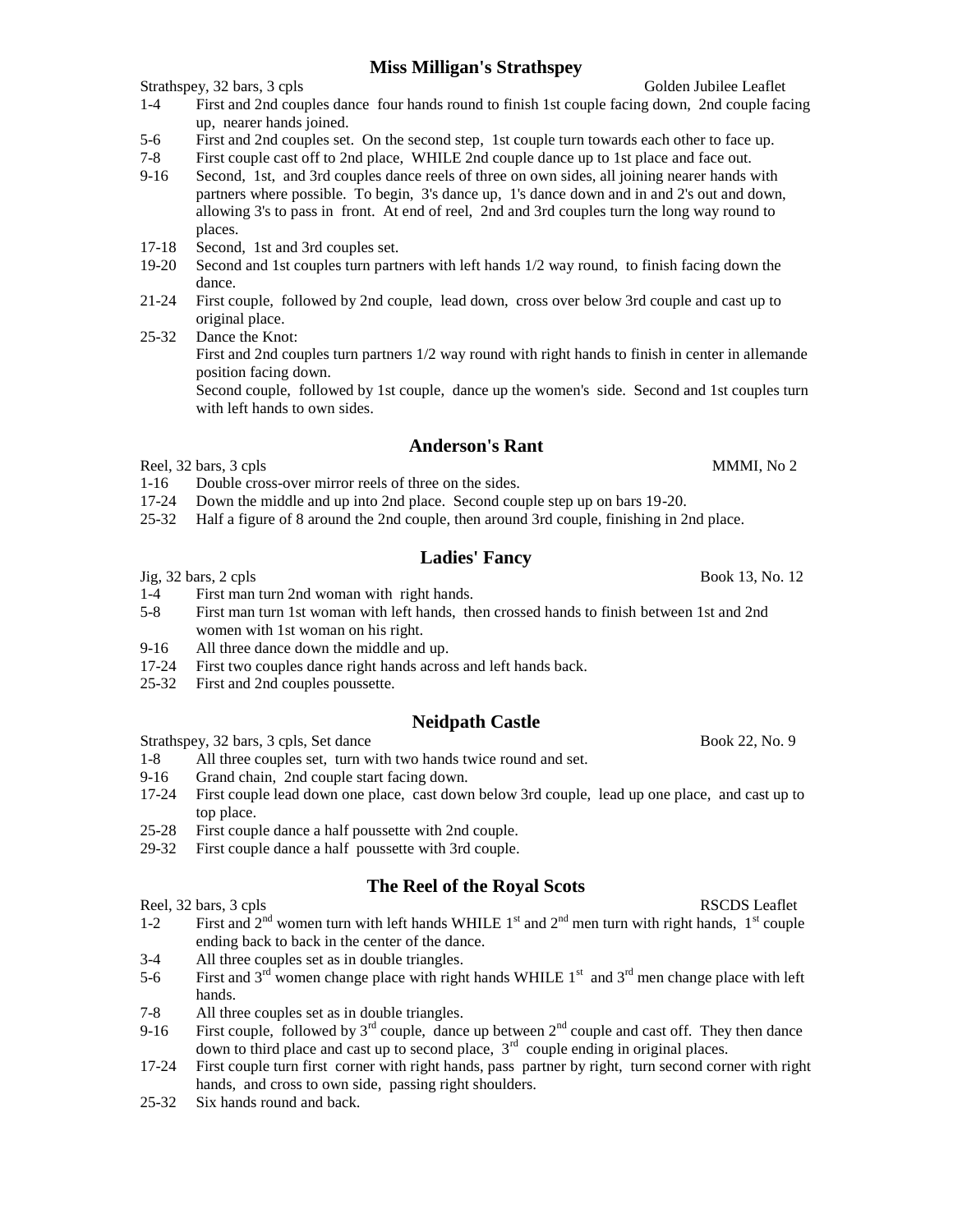## Miss Milligan's Strathspey

Strathspey, 32 bars, 3 cpls — Golden Jubilee Leaflet

- 1-4 First and 2nd couples dance four hands round to finish 1st couple facing down, 2nd couple facing up, nearer hands joined.
- 5-6 First and 2nd couples set. On the second step, 1st couple turn towards each other to face up.
- 7-8 First couple cast off to 2nd place, WHILE 2nd couple dance up to 1st place and face out.
- 9-16 Second, 1st, and 3rd couples dance reels of three on own sides, all joining nearer hands with partners where possible. To begin, 3's dance up, 1's dance down and in and 2's out and down, allowing 3's to pass in front. At end of reel, 2nd and 3rd couples turn the long way round to places.
- 17-18 Second, 1st and 3rd couples set.
- 19-20 Second and 1st couples turn partners with left hands 1/2 way round, to finish facing down the dance.
- 21-24 First couple, followed by 2nd couple, lead down, cross over below 3rd couple and cast up to original place.
- 25-32 Dance the Knot:
  First and 2nd couples turn partners 1/2 way round with right hands to finish in center in allemande position facing down.
  Second couple, followed by 1st couple, dance up the women's side. Second and 1st couples turn with left hands to own sides.

## Anderson's Rant

Reel, 32 bars, 3 cpls — MMMI, No 2

- 1-16 Double cross-over mirror reels of three on the sides.
- 17-24 Down the middle and up into 2nd place. Second couple step up on bars 19-20.
- 25-32 Half a figure of 8 around the 2nd couple, then around 3rd couple, finishing in 2nd place.

## Ladies' Fancy

Jig, 32 bars, 2 cpls — Book 13, No. 12

- 1-4 First man turn 2nd woman with right hands.
- 5-8 First man turn 1st woman with left hands, then crossed hands to finish between 1st and 2nd women with 1st woman on his right.
- 9-16 All three dance down the middle and up.
- 17-24 First two couples dance right hands across and left hands back.
- 25-32 First and 2nd couples poussette.

## Neidpath Castle

Strathspey, 32 bars, 3 cpls, Set dance — Book 22, No. 9

- 1-8 All three couples set, turn with two hands twice round and set.
- 9-16 Grand chain, 2nd couple start facing down.
- 17-24 First couple lead down one place, cast down below 3rd couple, lead up one place, and cast up to top place.
- 25-28 First couple dance a half poussette with 2nd couple.
- 29-32 First couple dance a half poussette with 3rd couple.

## The Reel of the Royal Scots

Reel, 32 bars, 3 cpls — RSCDS Leaflet

- 1-2 First and 2nd women turn with left hands WHILE 1st and 2nd men turn with right hands, 1st couple ending back to back in the center of the dance.
- 3-4 All three couples set as in double triangles.
- 5-6 First and 3rd women change place with right hands WHILE 1st and 3rd men change place with left hands.
- 7-8 All three couples set as in double triangles.
- 9-16 First couple, followed by 3rd couple, dance up between 2nd couple and cast off. They then dance down to third place and cast up to second place, 3rd couple ending in original places.
- 17-24 First couple turn first corner with right hands, pass partner by right, turn second corner with right hands, and cross to own side, passing right shoulders.
- 25-32 Six hands round and back.